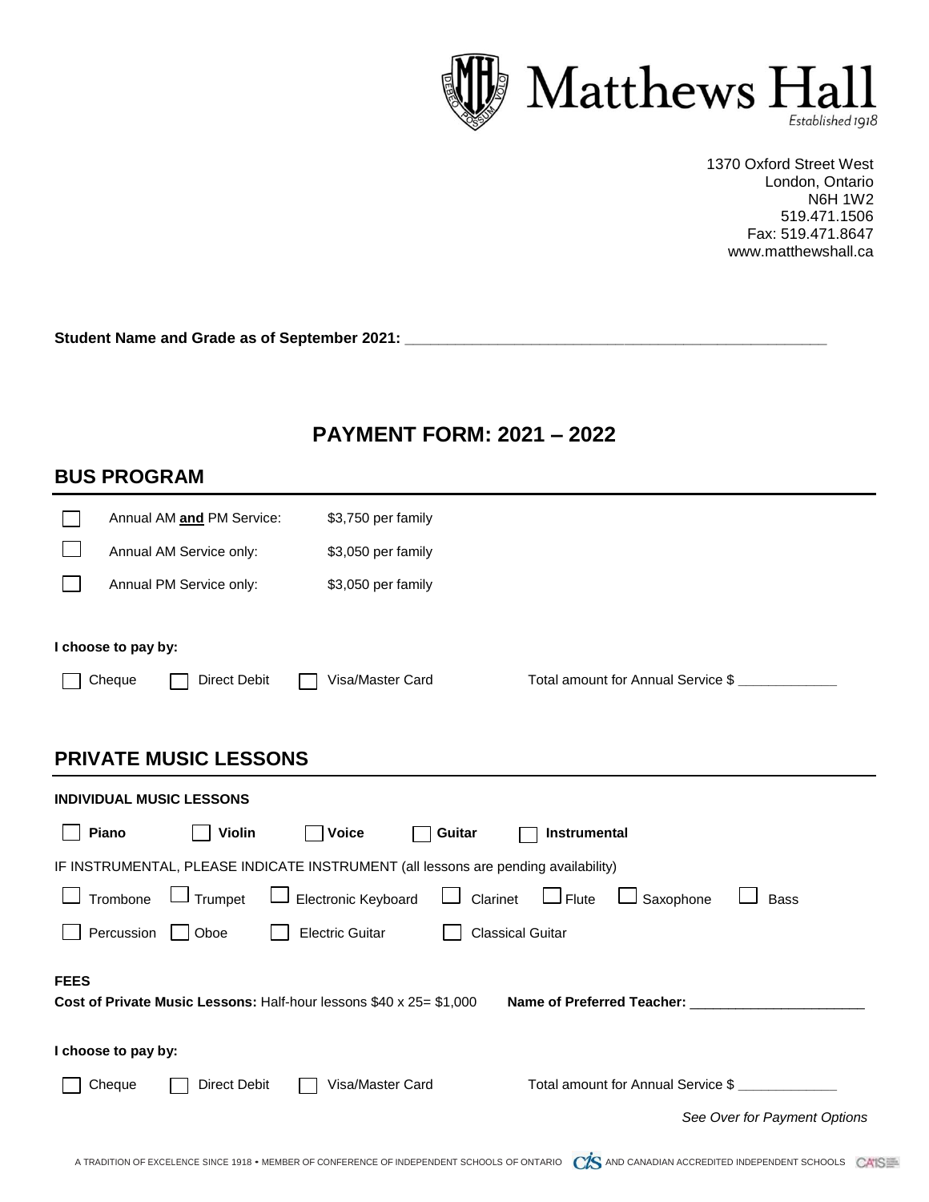Matthews Hall
Established 1918

1370 Oxford Street West
London, Ontario
N6H 1W2
519.471.1506
Fax: 519.471.8647
www.matthewshall.ca

**Student Name and Grade as of September 2021:** ______________________________________________

# PAYMENT FORM: 2021 – 2022

## BUS PROGRAM

- ☐ Annual AM **and** PM Service: $3,750 per family
- ☐ Annual AM Service only: $3,050 per family
- ☐ Annual PM Service only: $3,050 per family

**I choose to pay by:**

☐ Cheque ☐ Direct Debit ☐ Visa/Master Card Total amount for Annual Service $ _____________

## PRIVATE MUSIC LESSONS

**INDIVIDUAL MUSIC LESSONS**

☐ **Piano** ☐ **Violin** ☐ **Voice** ☐ **Guitar** ☐ **Instrumental**

IF INSTRUMENTAL, PLEASE INDICATE INSTRUMENT (all lessons are pending availability)

☐ Trombone ☐ Trumpet ☐ Electronic Keyboard ☐ Clarinet ☐ Flute ☐ Saxophone ☐ Bass

☐ Percussion ☐ Oboe ☐ Electric Guitar ☐ Classical Guitar

**FEES**

**Cost of Private Music Lessons:** Half-hour lessons $40 x 25= $1,000 **Name of Preferred Teacher:** ______________________

**I choose to pay by:**

☐ Cheque ☐ Direct Debit ☐ Visa/Master Card Total amount for Annual Service $ _____________

*See Over for Payment Options*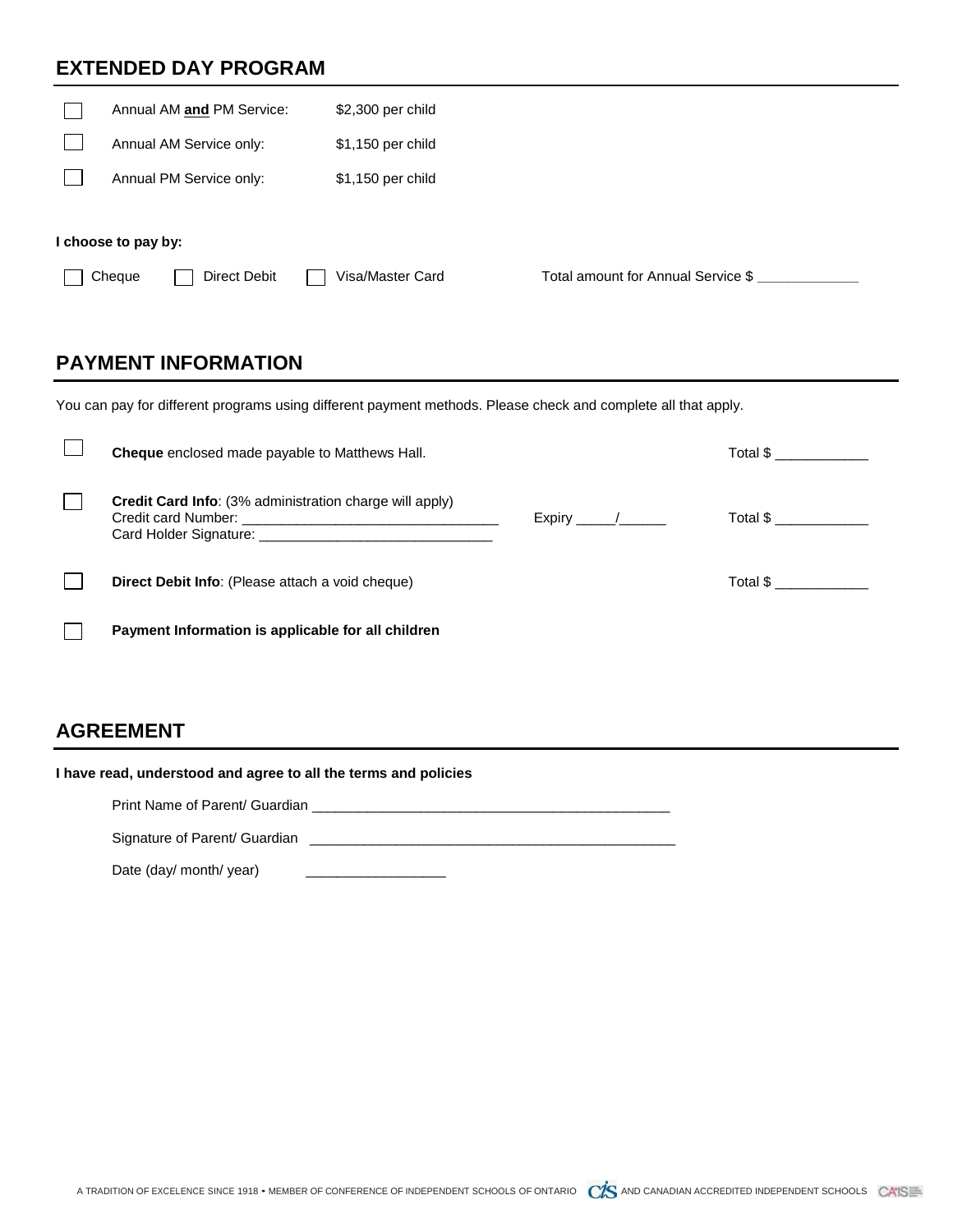## EXTENDED DAY PROGRAM

☐ Annual AM **and** PM Service: $2,300 per child

☐ Annual AM Service only: $1,150 per child

☐ Annual PM Service only: $1,150 per child

**I choose to pay by:**

☐ Cheque ☐ Direct Debit ☐ Visa/Master Card Total amount for Annual Service $ _____________

## PAYMENT INFORMATION

You can pay for different programs using different payment methods. Please check and complete all that apply.

☐ **Cheque** enclosed made payable to Matthews Hall. Total $ ____________

☐ **Credit Card Info**: (3% administration charge will apply)
Credit card Number: ________________________________ Expiry _____/______ Total $ ____________
Card Holder Signature: ______________________________

☐ **Direct Debit Info**: (Please attach a void cheque) Total $ ____________

☐ **Payment Information is applicable for all children**

## AGREEMENT

**I have read, understood and agree to all the terms and policies**

Print Name of Parent/ Guardian _______________________________________________

Signature of Parent/ Guardian _______________________________________________

Date (day/ month/ year) __________________

A TRADITION OF EXCELENCE SINCE 1918 • MEMBER OF CONFERENCE OF INDEPENDENT SCHOOLS OF ONTARIO AND CANADIAN ACCREDITED INDEPENDENT SCHOOLS